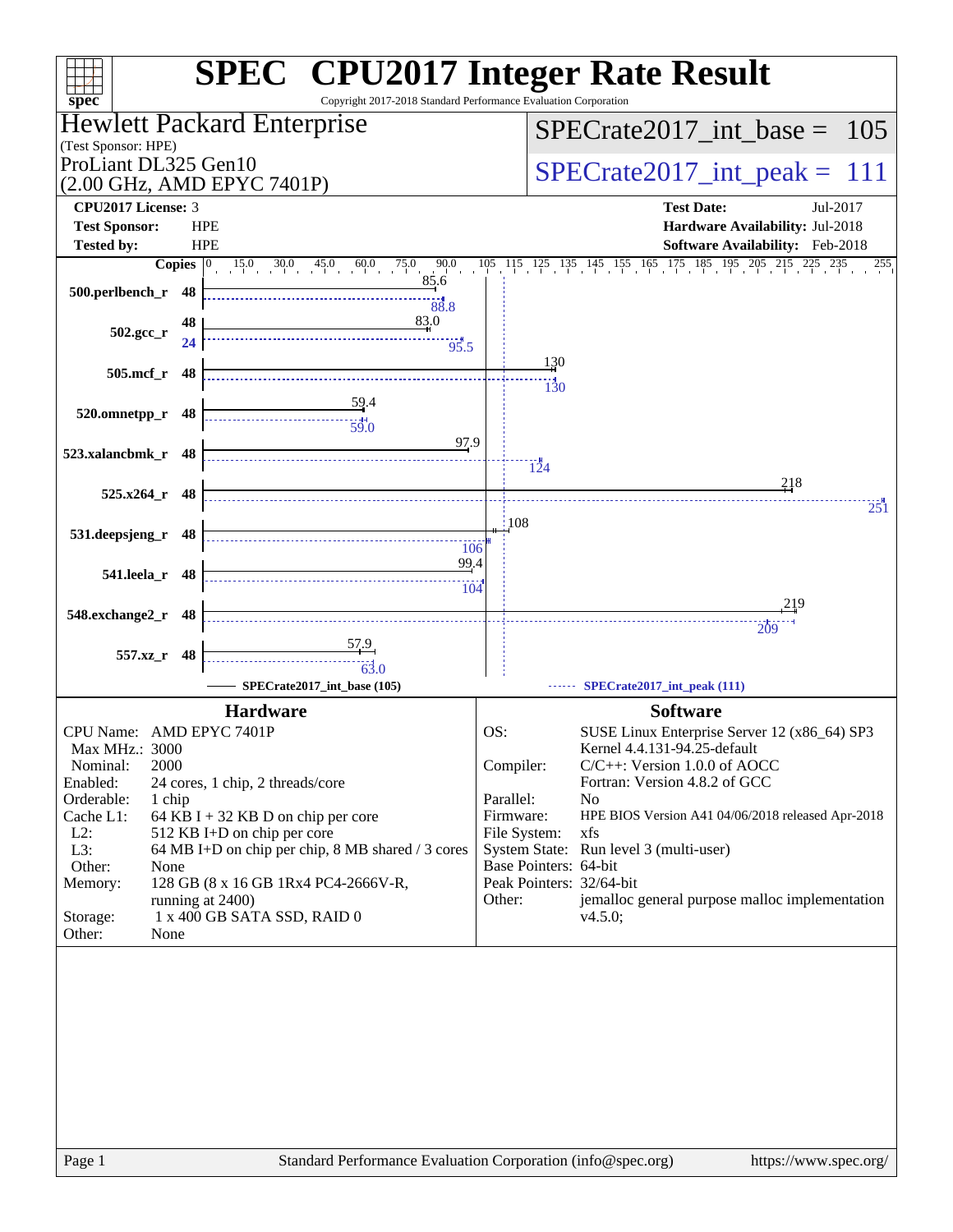# SPEC CPU2017 Integer Rate Result

Copyright 2017-2018 Standard Performance Evaluation Corporation

**Hewlett Packard Enterprise**
(Test Sponsor: HPE)
ProLiant DL325 Gen10
(2.00 GHz, AMD EPYC 7401P)

SPECrate2017_int_base = 105

SPECrate2017_int_peak = 111

| | | | |
|---|---|---|---|
| **CPU2017 License:** | 3 | **Test Date:** | Jul-2017 |
| **Test Sponsor:** | HPE | **Hardware Availability:** | Jul-2018 |
| **Tested by:** | HPE | **Software Availability:** | Feb-2018 |

| Benchmark | Copies | Base | Peak |
|---|---|---|---|
| 500.perlbench_r | 48 | 85.6 | 88.8 |
| 502.gcc_r | 48 (base) / 24 (peak) | 83.0 | 95.5 |
| 505.mcf_r | 48 | 130 | 130 |
| 520.omnetpp_r | 48 | 59.4 | 59.0 |
| 523.xalancbmk_r | 48 | 97.9 | 124 |
| 525.x264_r | 48 | 218 | 251 |
| 531.deepsjeng_r | 48 | 108 | 106 |
| 541.leela_r | 48 | 99.4 | 104 |
| 548.exchange2_r | 48 | 219 | 209 |
| 557.xz_r | 48 | 57.9 | 63.0 |

SPECrate2017_int_base (105) ------ SPECrate2017_int_peak (111)

## Hardware

| | |
|---|---|
| CPU Name: | AMD EPYC 7401P |
| Max MHz.: | 3000 |
| Nominal: | 2000 |
| Enabled: | 24 cores, 1 chip, 2 threads/core |
| Orderable: | 1 chip |
| Cache L1: | 64 KB I + 32 KB D on chip per core |
| L2: | 512 KB I+D on chip per core |
| L3: | 64 MB I+D on chip per chip, 8 MB shared / 3 cores |
| Other: | None |
| Memory: | 128 GB (8 x 16 GB 1Rx4 PC4-2666V-R, running at 2400) |
| Storage: | 1 x 400 GB SATA SSD, RAID 0 |
| Other: | None |

## Software

| | |
|---|---|
| OS: | SUSE Linux Enterprise Server 12 (x86_64) SP3 Kernel 4.4.131-94.25-default |
| Compiler: | C/C++: Version 1.0.0 of AOCC Fortran: Version 4.8.2 of GCC |
| Parallel: | No |
| Firmware: | HPE BIOS Version A41 04/06/2018 released Apr-2018 |
| File System: | xfs |
| System State: | Run level 3 (multi-user) |
| Base Pointers: | 64-bit |
| Peak Pointers: | 32/64-bit |
| Other: | jemalloc general purpose malloc implementation v4.5.0; |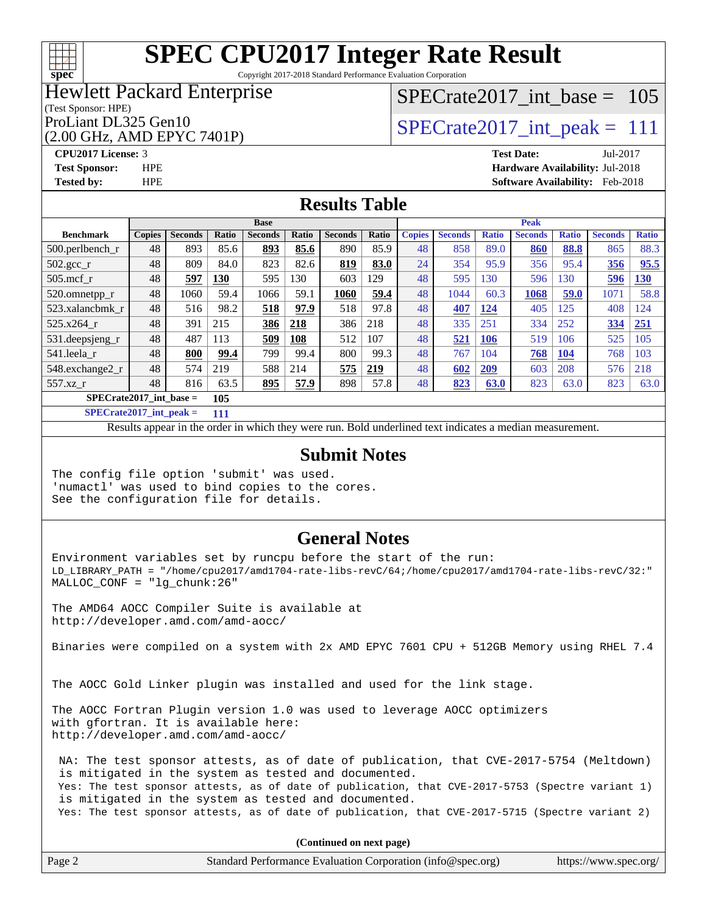# SPEC CPU2017 Integer Rate Result

Copyright 2017-2018 Standard Performance Evaluation Corporation

**Hewlett Packard Enterprise**
(Test Sponsor: HPE)
ProLiant DL325 Gen10
(2.00 GHz, AMD EPYC 7401P)

SPECrate2017_int_base = 105

SPECrate2017_int_peak = 111

**CPU2017 License:** 3
**Test Sponsor:** HPE
**Tested by:** HPE

**Test Date:** Jul-2017
**Hardware Availability:** Jul-2018
**Software Availability:** Feb-2018

## Results Table

| Benchmark | Base | | | | | | | Peak | | | | | | |
|---|---|---|---|---|---|---|---|---|---|---|---|---|---|---|
| | Copies | Seconds | Ratio | Seconds | Ratio | Seconds | Ratio | Copies | Seconds | Ratio | Seconds | Ratio | Seconds | Ratio |
| 500.perlbench_r | 48 | 893 | 85.6 | **893** | **85.6** | 890 | 85.9 | 48 | 858 | 89.0 | **860** | **88.8** | 865 | 88.3 |
| 502.gcc_r | 48 | 809 | 84.0 | 823 | 82.6 | **819** | **83.0** | 24 | 354 | 95.9 | 356 | 95.4 | **356** | **95.5** |
| 505.mcf_r | 48 | **597** | **130** | 595 | 130 | 603 | 129 | 48 | 595 | 130 | 596 | 130 | **596** | **130** |
| 520.omnetpp_r | 48 | 1060 | 59.4 | 1066 | 59.1 | **1060** | **59.4** | 48 | 1044 | 60.3 | **1068** | **59.0** | 1071 | 58.8 |
| 523.xalancbmk_r | 48 | 516 | 98.2 | **518** | **97.9** | 518 | 97.8 | 48 | **407** | **124** | 405 | 125 | 408 | 124 |
| 525.x264_r | 48 | 391 | 215 | **386** | **218** | 386 | 218 | 48 | 335 | 251 | 334 | 252 | **334** | **251** |
| 531.deepsjeng_r | 48 | 487 | 113 | **509** | **108** | 512 | 107 | 48 | **521** | **106** | 519 | 106 | 525 | 105 |
| 541.leela_r | 48 | **800** | **99.4** | 799 | 99.4 | 800 | 99.3 | 48 | 767 | 104 | **768** | **104** | 768 | 103 |
| 548.exchange2_r | 48 | 574 | 219 | 588 | 214 | **575** | **219** | 48 | **602** | **209** | 603 | 208 | 576 | 218 |
| 557.xz_r | 48 | 816 | 63.5 | **895** | **57.9** | 898 | 57.8 | 48 | **823** | **63.0** | 823 | 63.0 | 823 | 63.0 |

**SPECrate2017_int_base = 105**

**SPECrate2017_int_peak = 111**

Results appear in the order in which they were run. Bold underlined text indicates a median measurement.

## Submit Notes

```
The config file option 'submit' was used.
'numactl' was used to bind copies to the cores.
See the configuration file for details.
```

## General Notes

```
Environment variables set by runcpu before the start of the run:
LD_LIBRARY_PATH = "/home/cpu2017/amd1704-rate-libs-revC/64;/home/cpu2017/amd1704-rate-libs-revC/32:"
MALLOC_CONF = "lg_chunk:26"

The AMD64 AOCC Compiler Suite is available at
http://developer.amd.com/amd-aocc/

Binaries were compiled on a system with 2x AMD EPYC 7601 CPU + 512GB Memory using RHEL 7.4


The AOCC Gold Linker plugin was installed and used for the link stage.

The AOCC Fortran Plugin version 1.0 was used to leverage AOCC optimizers
with gfortran. It is available here:
http://developer.amd.com/amd-aocc/

 NA: The test sponsor attests, as of date of publication, that CVE-2017-5754 (Meltdown)
 is mitigated in the system as tested and documented.
 Yes: The test sponsor attests, as of date of publication, that CVE-2017-5753 (Spectre variant 1)
 is mitigated in the system as tested and documented.
 Yes: The test sponsor attests, as of date of publication, that CVE-2017-5715 (Spectre variant 2)
```

**(Continued on next page)**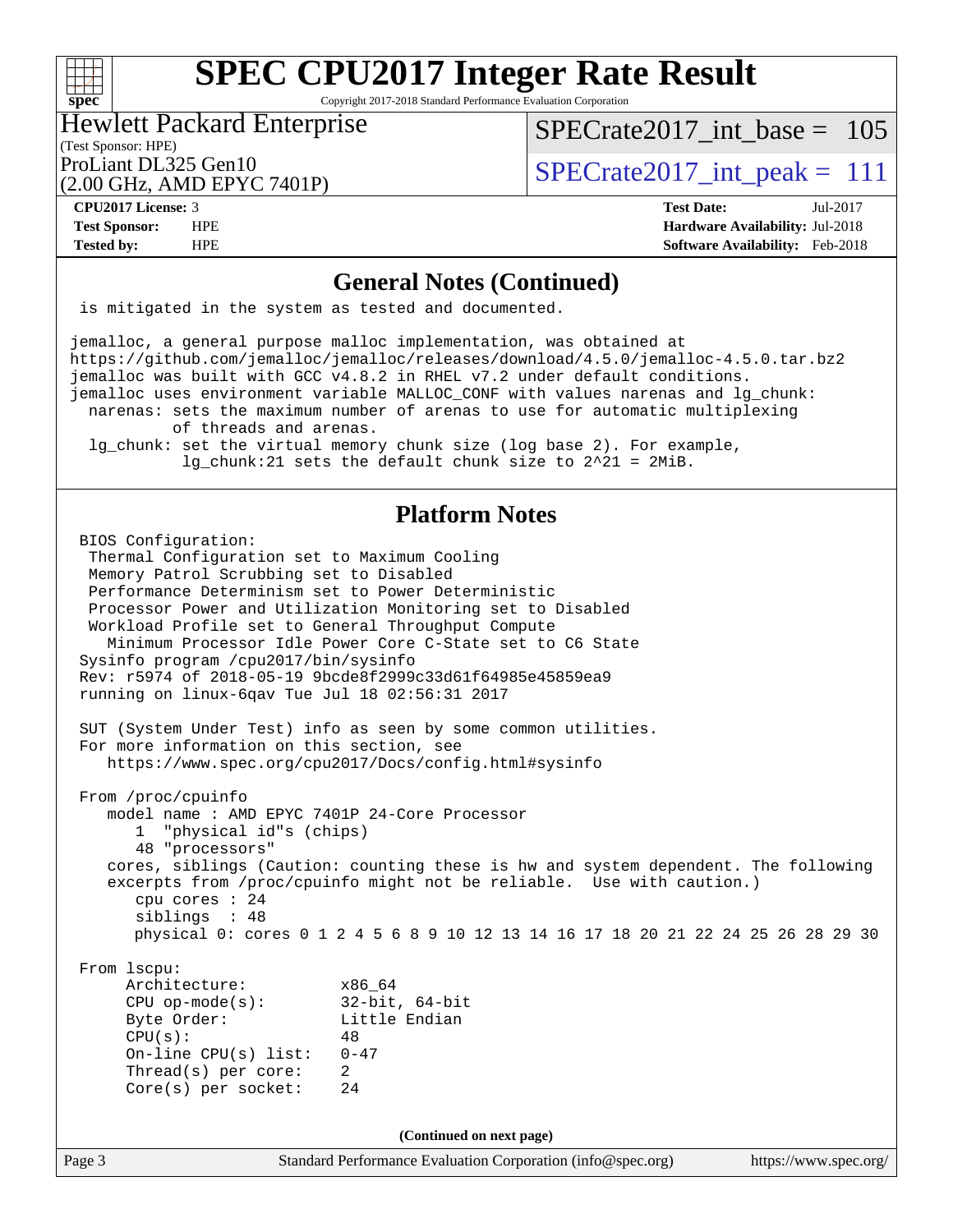# SPEC CPU2017 Integer Rate Result

Copyright 2017-2018 Standard Performance Evaluation Corporation

Hewlett Packard Enterprise
(Test Sponsor: HPE)
ProLiant DL325 Gen10
(2.00 GHz, AMD EPYC 7401P)

SPECrate2017_int_base = 105

SPECrate2017_int_peak = 111

**CPU2017 License:** 3
**Test Sponsor:** HPE
**Tested by:** HPE

**Test Date:** Jul-2017
**Hardware Availability:** Jul-2018
**Software Availability:** Feb-2018

## General Notes (Continued)

```
 is mitigated in the system as tested and documented.

 jemalloc, a general purpose malloc implementation, was obtained at
 https://github.com/jemalloc/jemalloc/releases/download/4.5.0/jemalloc-4.5.0.tar.bz2
 jemalloc was built with GCC v4.8.2 in RHEL v7.2 under default conditions.
 jemalloc uses environment variable MALLOC_CONF with values narenas and lg_chunk:
   narenas: sets the maximum number of arenas to use for automatic multiplexing
            of threads and arenas.
   lg_chunk: set the virtual memory chunk size (log base 2). For example,
             lg_chunk:21 sets the default chunk size to 2^21 = 2MiB.
```

## Platform Notes

```
 BIOS Configuration:
  Thermal Configuration set to Maximum Cooling
  Memory Patrol Scrubbing set to Disabled
  Performance Determinism set to Power Deterministic
  Processor Power and Utilization Monitoring set to Disabled
  Workload Profile set to General Throughput Compute
    Minimum Processor Idle Power Core C-State set to C6 State
 Sysinfo program /cpu2017/bin/sysinfo
 Rev: r5974 of 2018-05-19 9bcde8f2999c33d61f64985e45859ea9
 running on linux-6qav Tue Jul 18 02:56:31 2017

 SUT (System Under Test) info as seen by some common utilities.
 For more information on this section, see
    https://www.spec.org/cpu2017/Docs/config.html#sysinfo

 From /proc/cpuinfo
    model name : AMD EPYC 7401P 24-Core Processor
       1  "physical id"s (chips)
       48 "processors"
    cores, siblings (Caution: counting these is hw and system dependent. The following
    excerpts from /proc/cpuinfo might not be reliable.  Use with caution.)
       cpu cores : 24
       siblings  : 48
       physical 0: cores 0 1 2 4 5 6 8 9 10 12 13 14 16 17 18 20 21 22 24 25 26 28 29 30

 From lscpu:
      Architecture:          x86_64
      CPU op-mode(s):        32-bit, 64-bit
      Byte Order:            Little Endian
      CPU(s):                48
      On-line CPU(s) list:   0-47
      Thread(s) per core:    2
      Core(s) per socket:    24
```

(Continued on next page)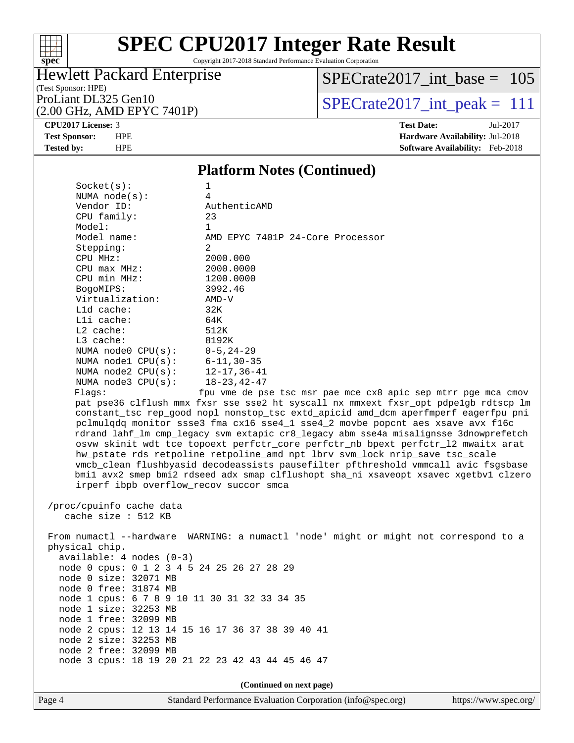## Platform Notes (Continued)

```
     Socket(s):             1
     NUMA node(s):          4
     Vendor ID:             AuthenticAMD
     CPU family:            23
     Model:                 1
     Model name:            AMD EPYC 7401P 24-Core Processor
     Stepping:              2
     CPU MHz:               2000.000
     CPU max MHz:           2000.0000
     CPU min MHz:           1200.0000
     BogoMIPS:              3992.46
     Virtualization:        AMD-V
     L1d cache:             32K
     L1i cache:             64K
     L2 cache:              512K
     L3 cache:              8192K
     NUMA node0 CPU(s):     0-5,24-29
     NUMA node1 CPU(s):     6-11,30-35
     NUMA node2 CPU(s):     12-17,36-41
     NUMA node3 CPU(s):     18-23,42-47
     Flags:                 fpu vme de pse tsc msr pae mce cx8 apic sep mtrr pge mca cmov
     pat pse36 clflush mmx fxsr sse sse2 ht syscall nx mmxext fxsr_opt pdpe1gb rdtscp lm
     constant_tsc rep_good nopl nonstop_tsc extd_apicid amd_dcm aperfmperf eagerfpu pni
     pclmulqdq monitor ssse3 fma cx16 sse4_1 sse4_2 movbe popcnt aes xsave avx f16c
     rdrand lahf_lm cmp_legacy svm extapic cr8_legacy abm sse4a misalignsse 3dnowprefetch
     osvw skinit wdt tce topoext perfctr_core perfctr_nb bpext perfctr_l2 mwaitx arat
     hw_pstate rds retpoline retpoline_amd npt lbrv svm_lock nrip_save tsc_scale
     vmcb_clean flushbyasid decodeassists pausefilter pfthreshold vmmcall avic fsgsbase
     bmi1 avx2 smep bmi2 rdseed adx smap clflushopt sha_ni xsaveopt xsavec xgetbv1 clzero
     irperf ibpb overflow_recov succor smca

 /proc/cpuinfo cache data
    cache size : 512 KB

 From numactl --hardware  WARNING: a numactl 'node' might or might not correspond to a
 physical chip.
   available: 4 nodes (0-3)
   node 0 cpus: 0 1 2 3 4 5 24 25 26 27 28 29
   node 0 size: 32071 MB
   node 0 free: 31874 MB
   node 1 cpus: 6 7 8 9 10 11 30 31 32 33 34 35
   node 1 size: 32253 MB
   node 1 free: 32099 MB
   node 2 cpus: 12 13 14 15 16 17 36 37 38 39 40 41
   node 2 size: 32253 MB
   node 2 free: 32099 MB
   node 3 cpus: 18 19 20 21 22 23 42 43 44 45 46 47
```

(Continued on next page)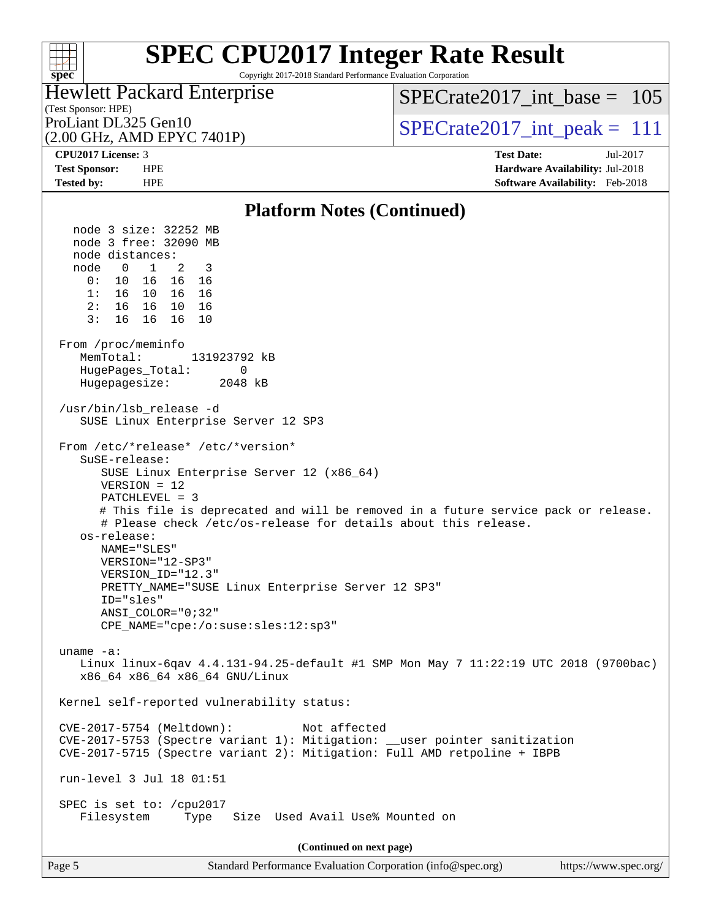## Platform Notes (Continued)

```
   node 3 size: 32252 MB
   node 3 free: 32090 MB
   node distances:
   node   0   1   2   3
     0:  10  16  16  16
     1:  16  10  16  16
     2:  16  16  10  16
     3:  16  16  16  10

 From /proc/meminfo
    MemTotal:       131923792 kB
    HugePages_Total:       0
    Hugepagesize:       2048 kB

 /usr/bin/lsb_release -d
    SUSE Linux Enterprise Server 12 SP3

 From /etc/*release* /etc/*version*
    SuSE-release:
       SUSE Linux Enterprise Server 12 (x86_64)
       VERSION = 12
       PATCHLEVEL = 3
       # This file is deprecated and will be removed in a future service pack or release.
       # Please check /etc/os-release for details about this release.
    os-release:
       NAME="SLES"
       VERSION="12-SP3"
       VERSION_ID="12.3"
       PRETTY_NAME="SUSE Linux Enterprise Server 12 SP3"
       ID="sles"
       ANSI_COLOR="0;32"
       CPE_NAME="cpe:/o:suse:sles:12:sp3"

 uname -a:
    Linux linux-6qav 4.4.131-94.25-default #1 SMP Mon May 7 11:22:19 UTC 2018 (9700bac)
    x86_64 x86_64 x86_64 GNU/Linux

 Kernel self-reported vulnerability status:

 CVE-2017-5754 (Meltdown):          Not affected
 CVE-2017-5753 (Spectre variant 1): Mitigation: __user pointer sanitization
 CVE-2017-5715 (Spectre variant 2): Mitigation: Full AMD retpoline + IBPB

 run-level 3 Jul 18 01:51

 SPEC is set to: /cpu2017
    Filesystem     Type   Size  Used Avail Use% Mounted on
```

(Continued on next page)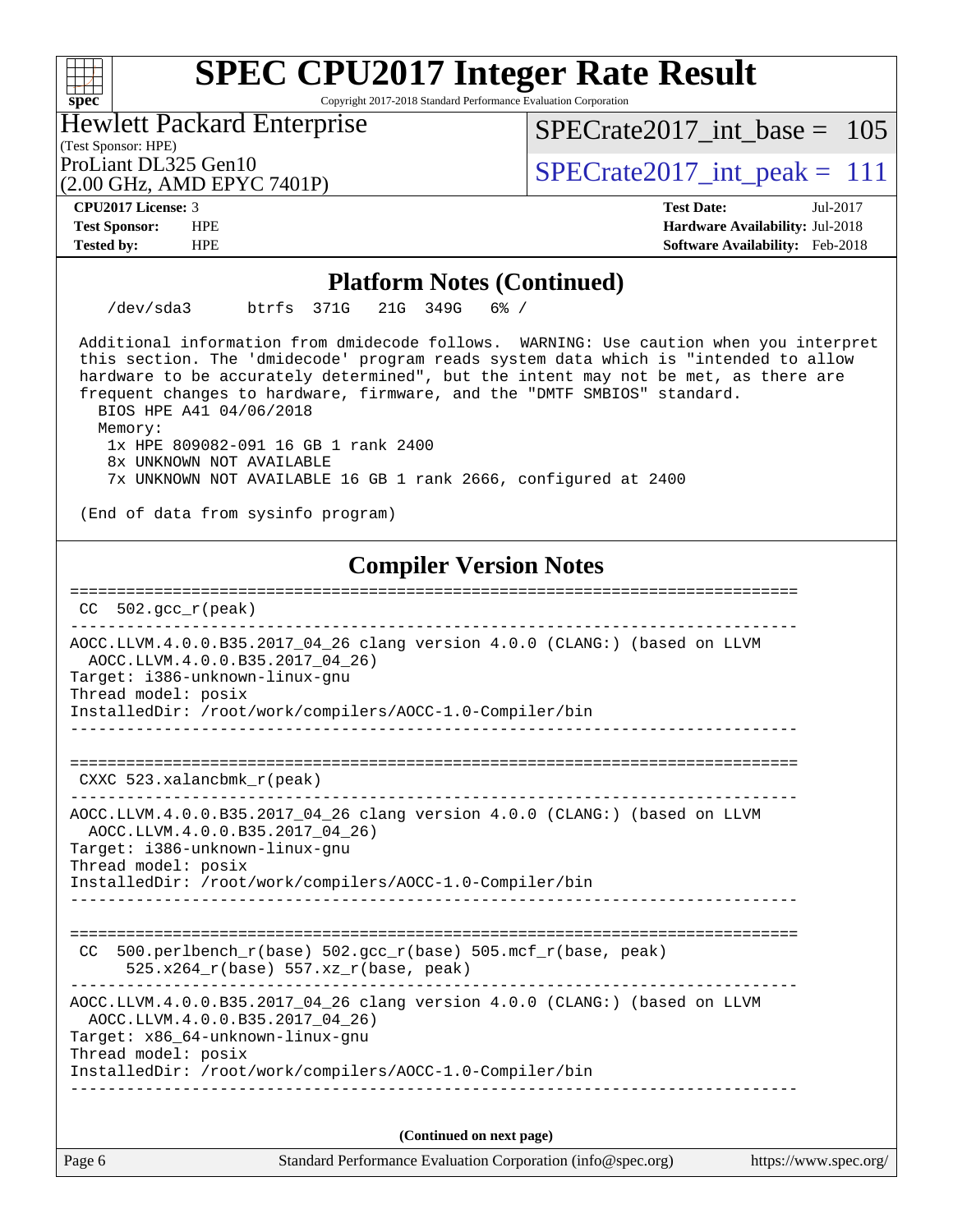## Platform Notes (Continued)

```
    /dev/sda3      btrfs  371G   21G  349G   6% /

 Additional information from dmidecode follows.  WARNING: Use caution when you interpret
 this section. The 'dmidecode' program reads system data which is "intended to allow
 hardware to be accurately determined", but the intent may not be met, as there are
 frequent changes to hardware, firmware, and the "DMTF SMBIOS" standard.
   BIOS HPE A41 04/06/2018
   Memory:
    1x HPE 809082-091 16 GB 1 rank 2400
    8x UNKNOWN NOT AVAILABLE
    7x UNKNOWN NOT AVAILABLE 16 GB 1 rank 2666, configured at 2400

 (End of data from sysinfo program)
```

## Compiler Version Notes

```
==============================================================================
 CC  502.gcc_r(peak)
------------------------------------------------------------------------------
AOCC.LLVM.4.0.0.B35.2017_04_26 clang version 4.0.0 (CLANG:) (based on LLVM
  AOCC.LLVM.4.0.0.B35.2017_04_26)
Target: i386-unknown-linux-gnu
Thread model: posix
InstalledDir: /root/work/compilers/AOCC-1.0-Compiler/bin
------------------------------------------------------------------------------

==============================================================================
 CXXC 523.xalancbmk_r(peak)
------------------------------------------------------------------------------
AOCC.LLVM.4.0.0.B35.2017_04_26 clang version 4.0.0 (CLANG:) (based on LLVM
  AOCC.LLVM.4.0.0.B35.2017_04_26)
Target: i386-unknown-linux-gnu
Thread model: posix
InstalledDir: /root/work/compilers/AOCC-1.0-Compiler/bin
------------------------------------------------------------------------------

==============================================================================
 CC  500.perlbench_r(base) 502.gcc_r(base) 505.mcf_r(base, peak)
      525.x264_r(base) 557.xz_r(base, peak)
------------------------------------------------------------------------------
AOCC.LLVM.4.0.0.B35.2017_04_26 clang version 4.0.0 (CLANG:) (based on LLVM
  AOCC.LLVM.4.0.0.B35.2017_04_26)
Target: x86_64-unknown-linux-gnu
Thread model: posix
InstalledDir: /root/work/compilers/AOCC-1.0-Compiler/bin
------------------------------------------------------------------------------
```

**(Continued on next page)**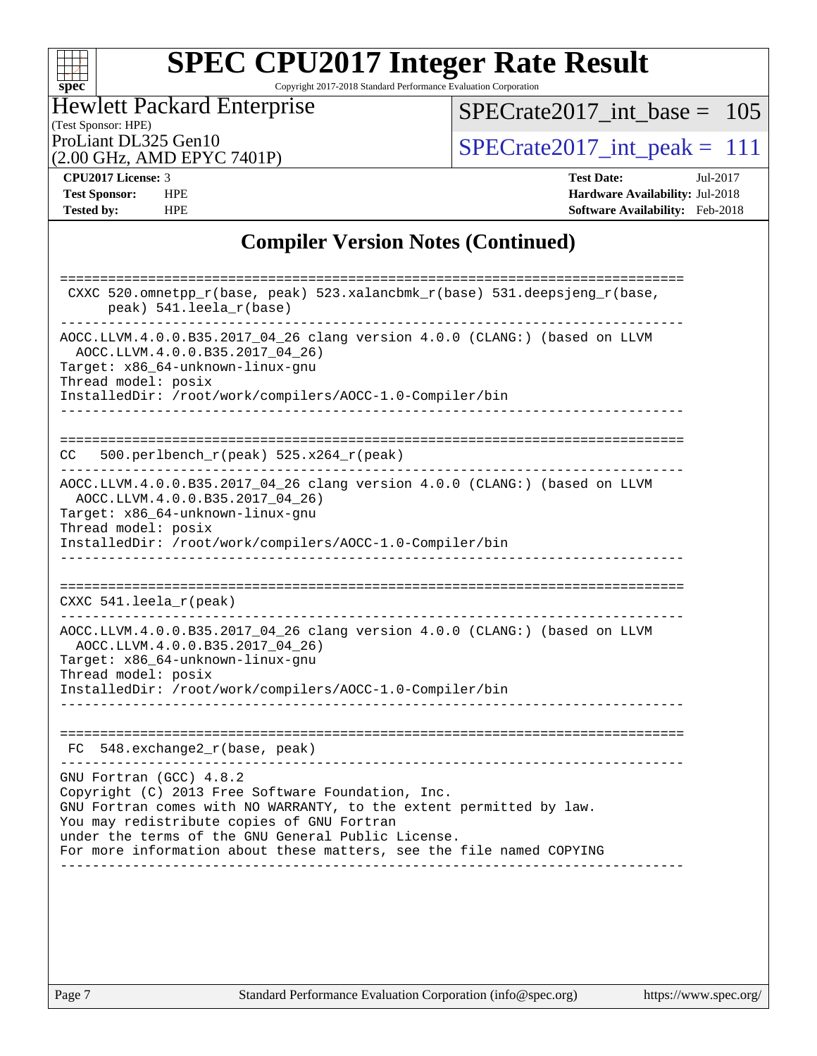## Compiler Version Notes (Continued)

```
==============================================================================
 CXXC 520.omnetpp_r(base, peak) 523.xalancbmk_r(base) 531.deepsjeng_r(base,
      peak) 541.leela_r(base)
------------------------------------------------------------------------------
AOCC.LLVM.4.0.0.B35.2017_04_26 clang version 4.0.0 (CLANG:) (based on LLVM
  AOCC.LLVM.4.0.0.B35.2017_04_26)
Target: x86_64-unknown-linux-gnu
Thread model: posix
InstalledDir: /root/work/compilers/AOCC-1.0-Compiler/bin
------------------------------------------------------------------------------

==============================================================================
CC   500.perlbench_r(peak) 525.x264_r(peak)
------------------------------------------------------------------------------
AOCC.LLVM.4.0.0.B35.2017_04_26 clang version 4.0.0 (CLANG:) (based on LLVM
  AOCC.LLVM.4.0.0.B35.2017_04_26)
Target: x86_64-unknown-linux-gnu
Thread model: posix
InstalledDir: /root/work/compilers/AOCC-1.0-Compiler/bin
------------------------------------------------------------------------------

==============================================================================
CXXC 541.leela_r(peak)
------------------------------------------------------------------------------
AOCC.LLVM.4.0.0.B35.2017_04_26 clang version 4.0.0 (CLANG:) (based on LLVM
  AOCC.LLVM.4.0.0.B35.2017_04_26)
Target: x86_64-unknown-linux-gnu
Thread model: posix
InstalledDir: /root/work/compilers/AOCC-1.0-Compiler/bin
------------------------------------------------------------------------------

==============================================================================
 FC  548.exchange2_r(base, peak)
------------------------------------------------------------------------------
GNU Fortran (GCC) 4.8.2
Copyright (C) 2013 Free Software Foundation, Inc.
GNU Fortran comes with NO WARRANTY, to the extent permitted by law.
You may redistribute copies of GNU Fortran
under the terms of the GNU General Public License.
For more information about these matters, see the file named COPYING
------------------------------------------------------------------------------
```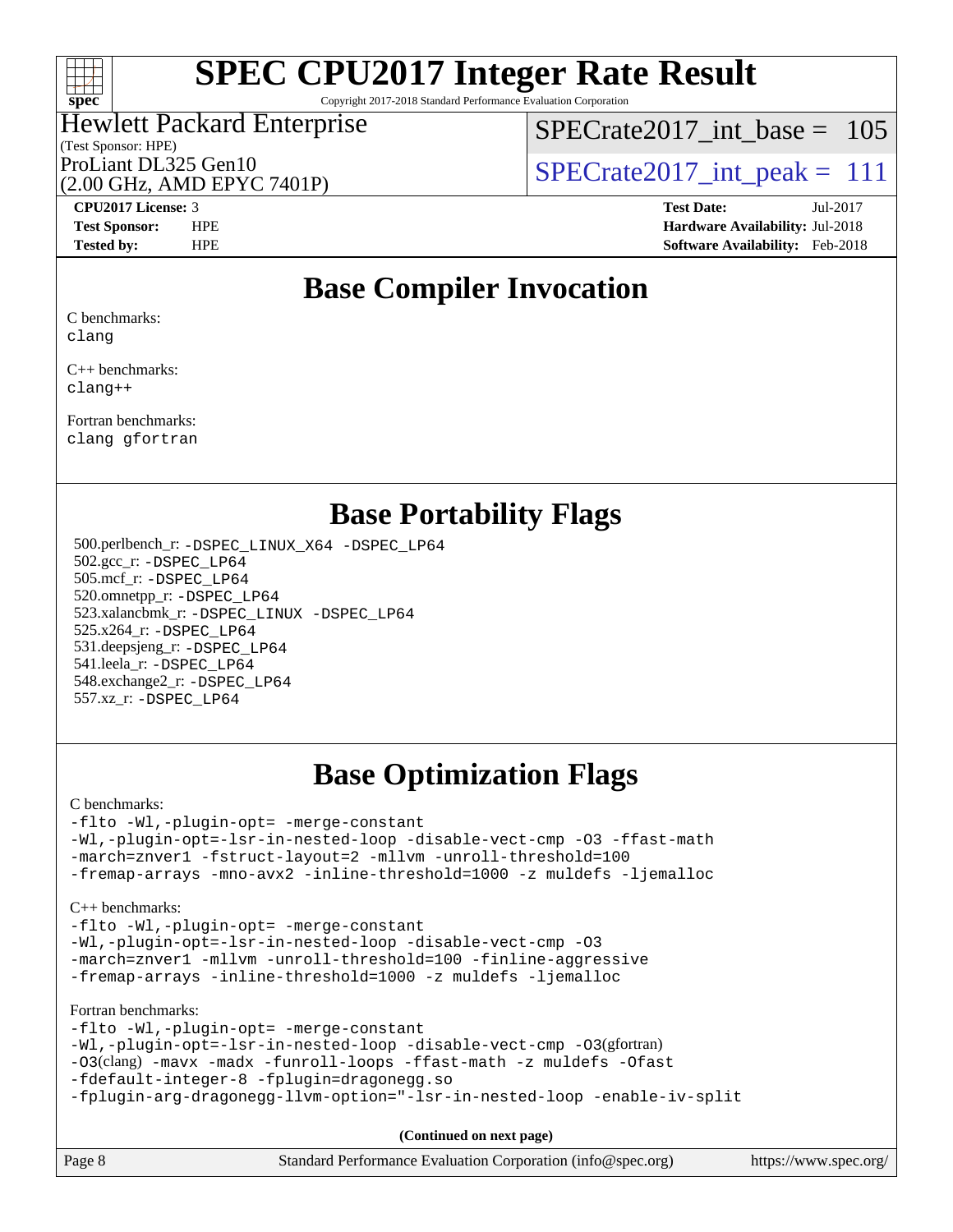# SPEC CPU2017 Integer Rate Result

Copyright 2017-2018 Standard Performance Evaluation Corporation

Hewlett Packard Enterprise
(Test Sponsor: HPE)
ProLiant DL325 Gen10
(2.00 GHz, AMD EPYC 7401P)

SPECrate2017_int_base = 105

SPECrate2017_int_peak = 111

**CPU2017 License:** 3
**Test Sponsor:** HPE
**Tested by:** HPE

**Test Date:** Jul-2017
**Hardware Availability:** Jul-2018
**Software Availability:** Feb-2018

## Base Compiler Invocation

C benchmarks:
```
clang
```

C++ benchmarks:
```
clang++
```

Fortran benchmarks:
```
clang gfortran
```

## Base Portability Flags

500.perlbench_r: -DSPEC_LINUX_X64 -DSPEC_LP64
502.gcc_r: -DSPEC_LP64
505.mcf_r: -DSPEC_LP64
520.omnetpp_r: -DSPEC_LP64
523.xalancbmk_r: -DSPEC_LINUX -DSPEC_LP64
525.x264_r: -DSPEC_LP64
531.deepsjeng_r: -DSPEC_LP64
541.leela_r: -DSPEC_LP64
548.exchange2_r: -DSPEC_LP64
557.xz_r: -DSPEC_LP64

## Base Optimization Flags

C benchmarks:
```
-flto -Wl,-plugin-opt= -merge-constant
-Wl,-plugin-opt=-lsr-in-nested-loop -disable-vect-cmp -O3 -ffast-math
-march=znver1 -fstruct-layout=2 -mllvm -unroll-threshold=100
-fremap-arrays -mno-avx2 -inline-threshold=1000 -z muldefs -ljemalloc
```

C++ benchmarks:
```
-flto -Wl,-plugin-opt= -merge-constant
-Wl,-plugin-opt=-lsr-in-nested-loop -disable-vect-cmp -O3
-march=znver1 -mllvm -unroll-threshold=100 -finline-aggressive
-fremap-arrays -inline-threshold=1000 -z muldefs -ljemalloc
```

Fortran benchmarks:
```
-flto -Wl,-plugin-opt= -merge-constant
-Wl,-plugin-opt=-lsr-in-nested-loop -disable-vect-cmp -O3(gfortran)
-O3(clang) -mavx -madx -funroll-loops -ffast-math -z muldefs -Ofast
-fdefault-integer-8 -fplugin=dragonegg.so
-fplugin-arg-dragonegg-llvm-option="-lsr-in-nested-loop -enable-iv-split
```

**(Continued on next page)**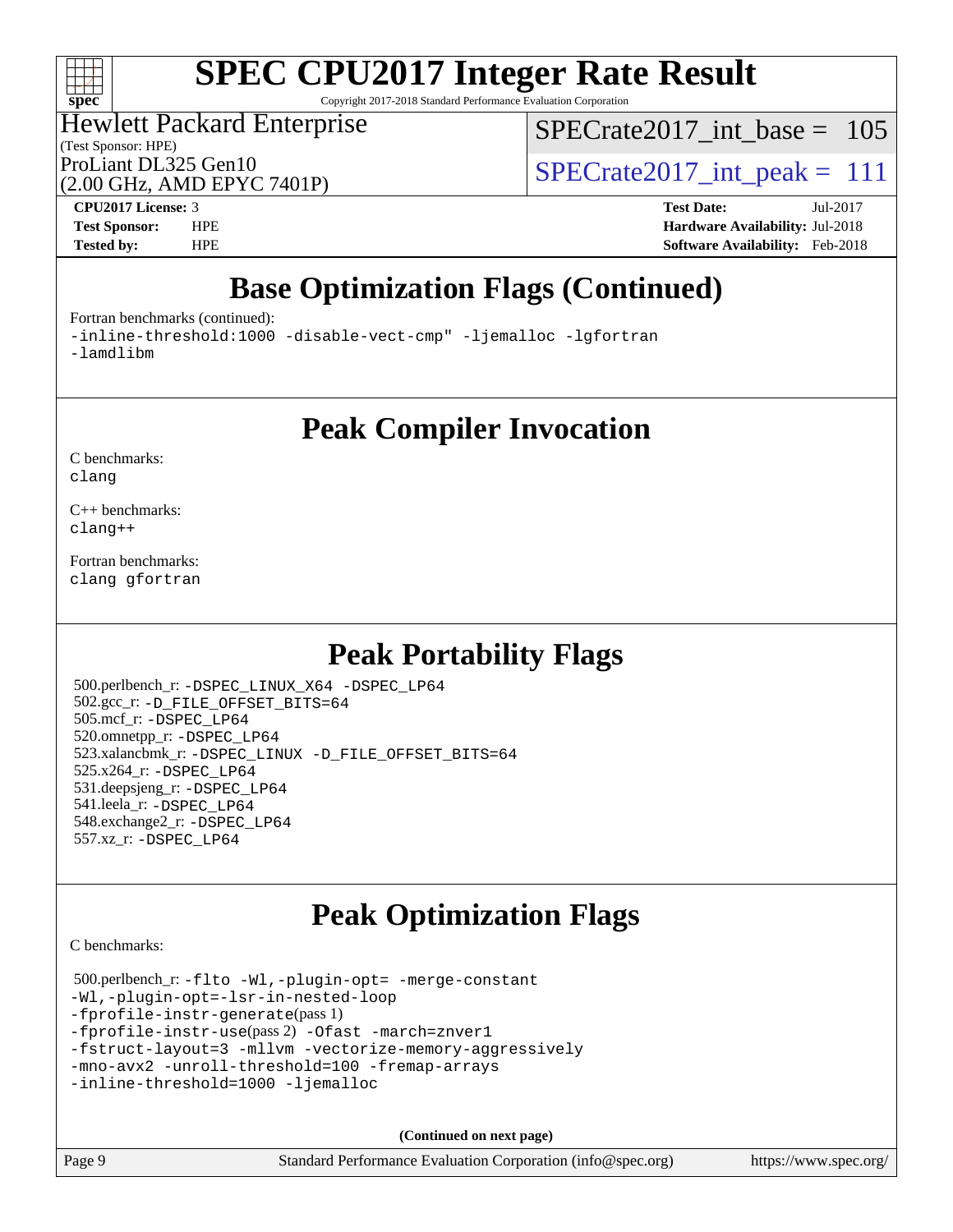# Base Optimization Flags (Continued)

Fortran benchmarks (continued):

```
-inline-threshold:1000 -disable-vect-cmp" -ljemalloc -lgfortran
-lamdlibm
```

# Peak Compiler Invocation

C benchmarks:
`clang`

C++ benchmarks:
`clang++`

Fortran benchmarks:
`clang gfortran`

# Peak Portability Flags

500.perlbench_r: `-DSPEC_LINUX_X64 -DSPEC_LP64`
502.gcc_r: `-D_FILE_OFFSET_BITS=64`
505.mcf_r: `-DSPEC_LP64`
520.omnetpp_r: `-DSPEC_LP64`
523.xalancbmk_r: `-DSPEC_LINUX -D_FILE_OFFSET_BITS=64`
525.x264_r: `-DSPEC_LP64`
531.deepsjeng_r: `-DSPEC_LP64`
541.leela_r: `-DSPEC_LP64`
548.exchange2_r: `-DSPEC_LP64`
557.xz_r: `-DSPEC_LP64`

# Peak Optimization Flags

C benchmarks:

500.perlbench_r:
```
-flto -Wl,-plugin-opt= -merge-constant
-Wl,-plugin-opt=-lsr-in-nested-loop
-fprofile-instr-generate(pass 1)
-fprofile-instr-use(pass 2) -Ofast -march=znver1
-fstruct-layout=3 -mllvm -vectorize-memory-aggressively
-mno-avx2 -unroll-threshold=100 -fremap-arrays
-inline-threshold=1000 -ljemalloc
```

**(Continued on next page)**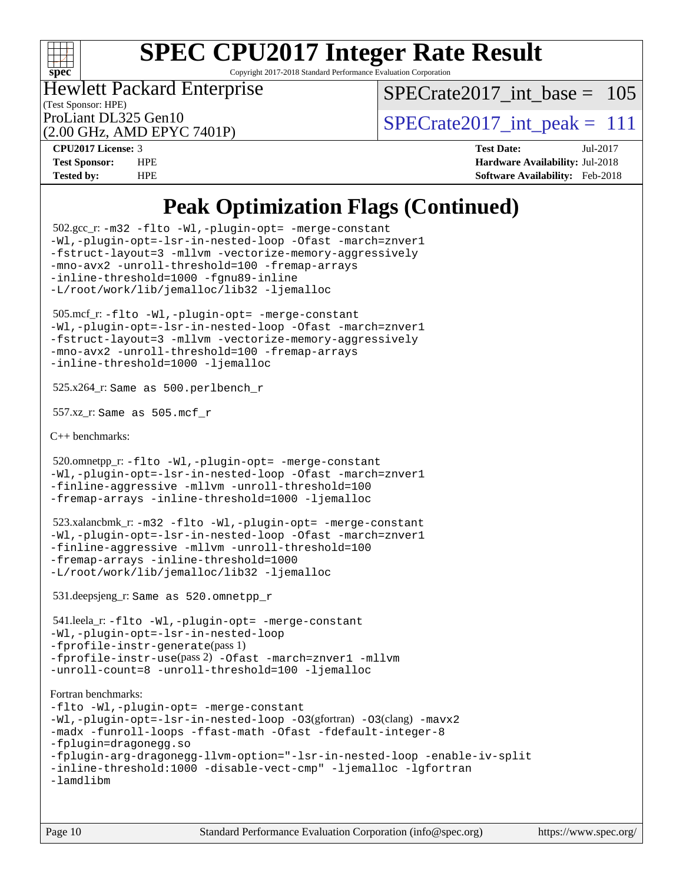# SPEC CPU2017 Integer Rate Result

Copyright 2017-2018 Standard Performance Evaluation Corporation

Hewlett Packard Enterprise
(Test Sponsor: HPE)

ProLiant DL325 Gen10
(2.00 GHz, AMD EPYC 7401P)

SPECrate2017_int_base = 105

SPECrate2017_int_peak = 111

| | | | |
|---|---|---|---|
| **CPU2017 License:** | 3 | **Test Date:** | Jul-2017 |
| **Test Sponsor:** | HPE | **Hardware Availability:** | Jul-2018 |
| **Tested by:** | HPE | **Software Availability:** | Feb-2018 |

## Peak Optimization Flags (Continued)

502.gcc_r: `-m32 -flto -Wl,-plugin-opt= -merge-constant -Wl,-plugin-opt=-lsr-in-nested-loop -Ofast -march=znver1 -fstruct-layout=3 -mllvm -vectorize-memory-aggressively -mno-avx2 -unroll-threshold=100 -fremap-arrays -inline-threshold=1000 -fgnu89-inline -L/root/work/lib/jemalloc/lib32 -ljemalloc`

505.mcf_r: `-flto -Wl,-plugin-opt= -merge-constant -Wl,-plugin-opt=-lsr-in-nested-loop -Ofast -march=znver1 -fstruct-layout=3 -mllvm -vectorize-memory-aggressively -mno-avx2 -unroll-threshold=100 -fremap-arrays -inline-threshold=1000 -ljemalloc`

525.x264_r: Same as 500.perlbench_r

557.xz_r: Same as 505.mcf_r

C++ benchmarks:

520.omnetpp_r: `-flto -Wl,-plugin-opt= -merge-constant -Wl,-plugin-opt=-lsr-in-nested-loop -Ofast -march=znver1 -finline-aggressive -mllvm -unroll-threshold=100 -fremap-arrays -inline-threshold=1000 -ljemalloc`

523.xalancbmk_r: `-m32 -flto -Wl,-plugin-opt= -merge-constant -Wl,-plugin-opt=-lsr-in-nested-loop -Ofast -march=znver1 -finline-aggressive -mllvm -unroll-threshold=100 -fremap-arrays -inline-threshold=1000 -L/root/work/lib/jemalloc/lib32 -ljemalloc`

531.deepsjeng_r: Same as 520.omnetpp_r

541.leela_r: `-flto -Wl,-plugin-opt= -merge-constant -Wl,-plugin-opt=-lsr-in-nested-loop -fprofile-instr-generate`(pass 1) `-fprofile-instr-use`(pass 2) `-Ofast -march=znver1 -mllvm -unroll-count=8 -unroll-threshold=100 -ljemalloc`

Fortran benchmarks:

`-flto -Wl,-plugin-opt= -merge-constant -Wl,-plugin-opt=-lsr-in-nested-loop -O3`(gfortran) `-O3`(clang) `-mavx2 -madx -funroll-loops -ffast-math -Ofast -fdefault-integer-8 -fplugin=dragonegg.so -fplugin-arg-dragonegg-llvm-option="-lsr-in-nested-loop -enable-iv-split -inline-threshold:1000 -disable-vect-cmp" -ljemalloc -lgfortran -lamdlibm`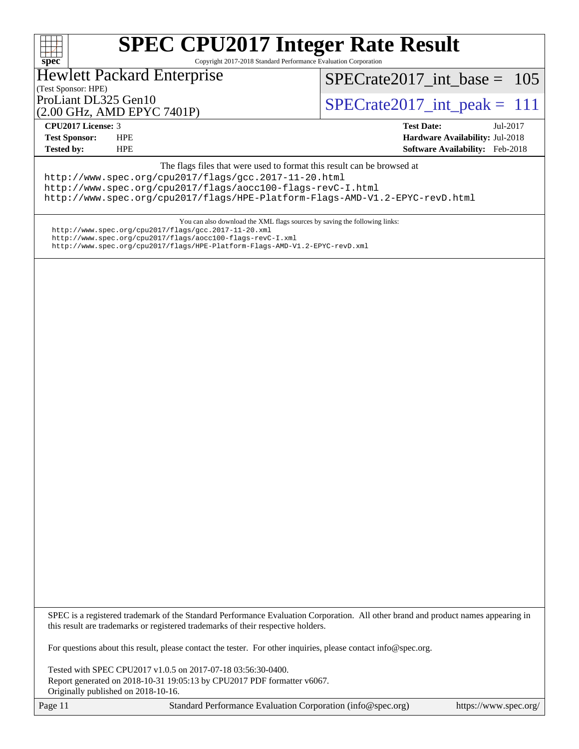The flags files that were used to format this result can be browsed at
http://www.spec.org/cpu2017/flags/gcc.2017-11-20.html
http://www.spec.org/cpu2017/flags/aocc100-flags-revC-I.html
http://www.spec.org/cpu2017/flags/HPE-Platform-Flags-AMD-V1.2-EPYC-revD.html

You can also download the XML flags sources by saving the following links:
http://www.spec.org/cpu2017/flags/gcc.2017-11-20.xml
http://www.spec.org/cpu2017/flags/aocc100-flags-revC-I.xml
http://www.spec.org/cpu2017/flags/HPE-Platform-Flags-AMD-V1.2-EPYC-revD.xml

SPEC is a registered trademark of the Standard Performance Evaluation Corporation. All other brand and product names appearing in this result are trademarks or registered trademarks of their respective holders.

For questions about this result, please contact the tester. For other inquiries, please contact info@spec.org.

Tested with SPEC CPU2017 v1.0.5 on 2017-07-18 03:56:30-0400.
Report generated on 2018-10-31 19:05:13 by CPU2017 PDF formatter v6067.
Originally published on 2018-10-16.